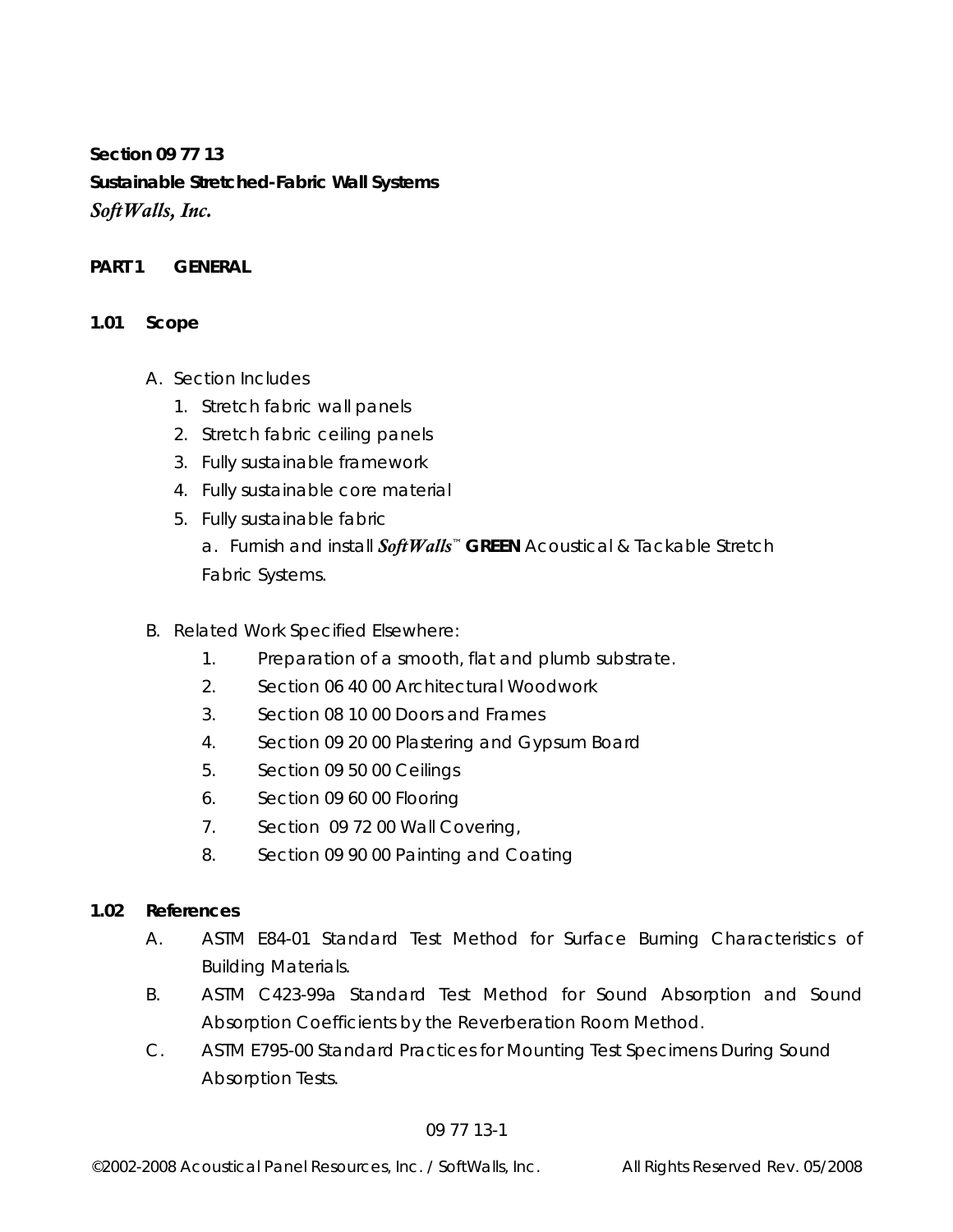**Section 09 77 13**
**Sustainable Stretched-Fabric Wall Systems**
***SoftWalls, Inc.***

## PART 1 GENERAL

### 1.01 Scope

A. Section Includes
   1. Stretch fabric wall panels
   2. Stretch fabric ceiling panels
   3. Fully sustainable framework
   4. Fully sustainable core material
   5. Fully sustainable fabric
      a. Furnish and install ***SoftWalls***™ **GREEN** Acoustical & Tackable Stretch Fabric Systems.

B. Related Work Specified Elsewhere:
   1. Preparation of a smooth, flat and plumb substrate.
   2. Section 06 40 00 Architectural Woodwork
   3. Section 08 10 00 Doors and Frames
   4. Section 09 20 00 Plastering and Gypsum Board
   5. Section 09 50 00 Ceilings
   6. Section 09 60 00 Flooring
   7. Section 09 72 00 Wall Covering,
   8. Section 09 90 00 Painting and Coating

### 1.02 References

A. ASTM E84-01 Standard Test Method for Surface Burning Characteristics of Building Materials.

B. ASTM C423-99a Standard Test Method for Sound Absorption and Sound Absorption Coefficients by the Reverberation Room Method.

C. ASTM E795-00 Standard Practices for Mounting Test Specimens During Sound Absorption Tests.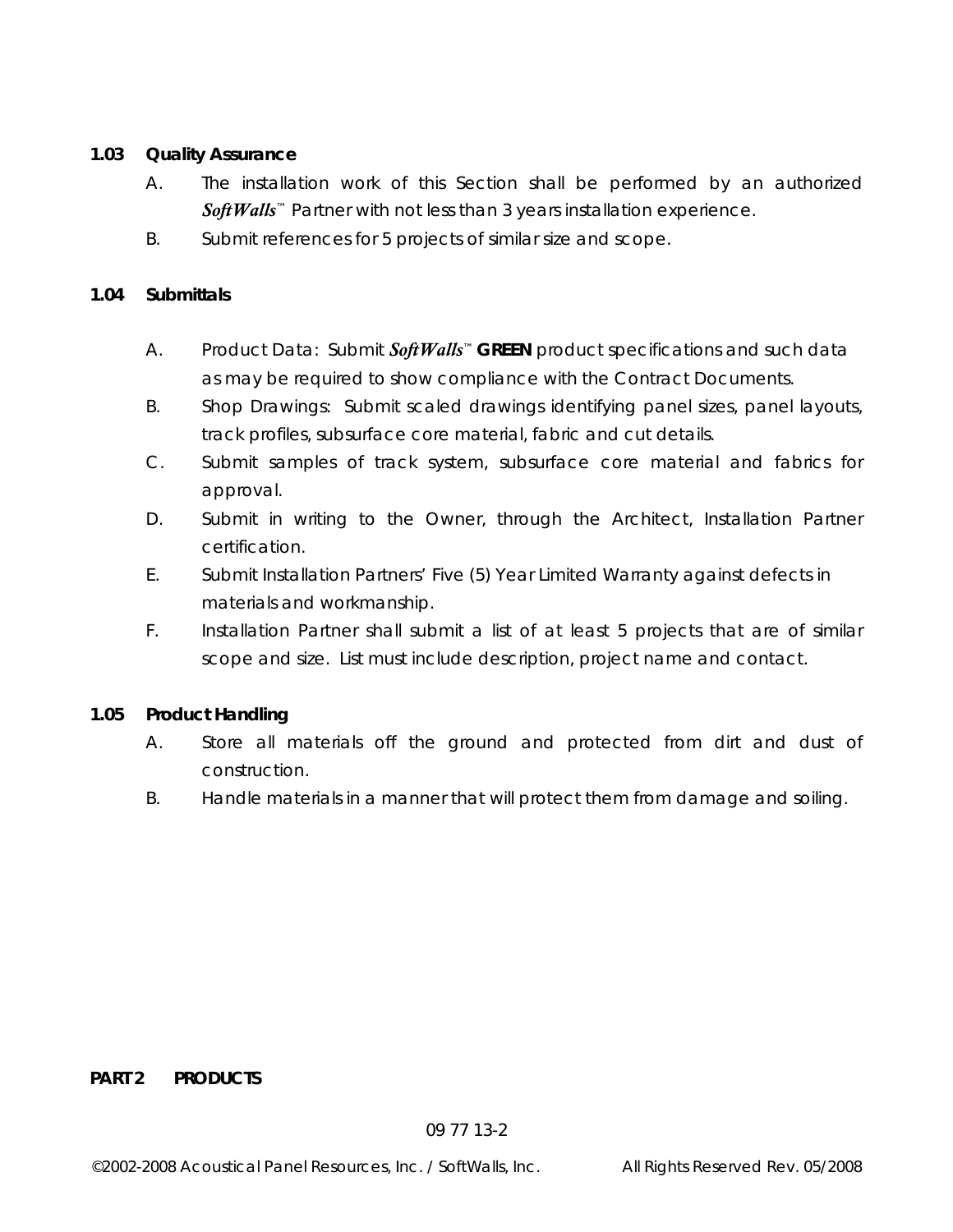### 1.03 Quality Assurance

A. The installation work of this Section shall be performed by an authorized ***SoftWalls***™ Partner with not less than 3 years installation experience.

B. Submit references for 5 projects of similar size and scope.

### 1.04 Submittals

A. Product Data: Submit ***SoftWalls***™ **GREEN** product specifications and such data as may be required to show compliance with the Contract Documents.

B. Shop Drawings: Submit scaled drawings identifying panel sizes, panel layouts, track profiles, subsurface core material, fabric and cut details.

C. Submit samples of track system, subsurface core material and fabrics for approval.

D. Submit in writing to the Owner, through the Architect, Installation Partner certification.

E. Submit Installation Partners' Five (5) Year Limited Warranty against defects in materials and workmanship.

F. Installation Partner shall submit a list of at least 5 projects that are of similar scope and size. List must include description, project name and contact.

### 1.05 Product Handling

A. Store all materials off the ground and protected from dirt and dust of construction.

B. Handle materials in a manner that will protect them from damage and soiling.

## PART 2 PRODUCTS

09 77 13-2

©2002-2008 Acoustical Panel Resources, Inc. / SoftWalls, Inc. All Rights Reserved Rev. 05/2008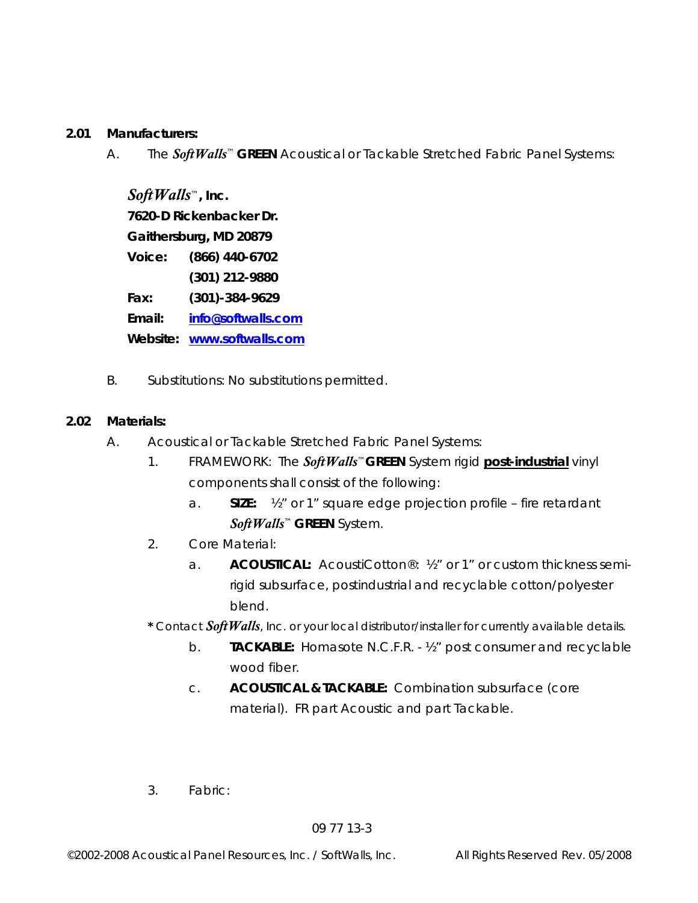**2.01 Manufacturers:**

A. The *SoftWalls*™ **GREEN** Acoustical or Tackable Stretched Fabric Panel Systems:

> ***SoftWalls*™, Inc.**
> **7620-D Rickenbacker Dr.**
> **Gaithersburg, MD 20879**
> **Voice: (866) 440-6702**
> **(301) 212-9880**
> **Fax: (301)-384-9629**
> **Email: info@softwalls.com**
> **Website: www.softwalls.com**

B. Substitutions: No substitutions permitted.

**2.02 Materials:**

A. Acoustical or Tackable Stretched Fabric Panel Systems:

1. FRAMEWORK: The *SoftWalls*™ **GREEN** System rigid **post-industrial** vinyl components shall consist of the following:

    a. **SIZE:** ½" or 1" square edge projection profile – fire retardant *SoftWalls*™ **GREEN** System.

2. Core Material:

    a. **ACOUSTICAL:** AcoustiCotton®: ½" or 1" or custom thickness semi-rigid subsurface, postindustrial and recyclable cotton/polyester blend.

    **\*** Contact *SoftWalls*, Inc. or your local distributor/installer for currently available details.

    b. **TACKABLE:** Homasote N.C.F.R. - ½" post consumer and recyclable wood fiber.

    c. **ACOUSTICAL & TACKABLE:** Combination subsurface (core material). FR part Acoustic and part Tackable.

3. Fabric: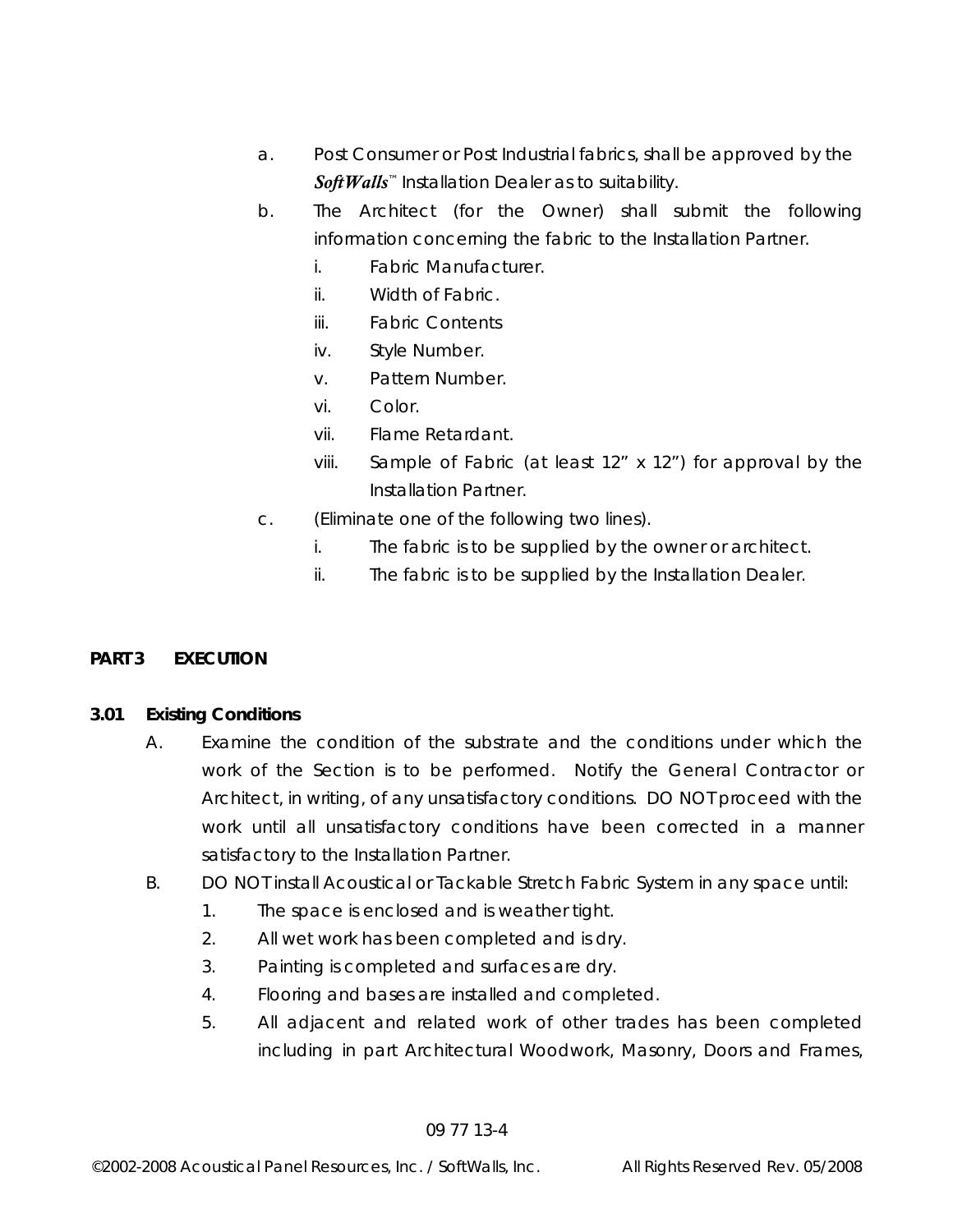a. Post Consumer or Post Industrial fabrics, shall be approved by the ***SoftWalls***™ Installation Dealer as to suitability.

b. The Architect (for the Owner) shall submit the following information concerning the fabric to the Installation Partner.

   i. Fabric Manufacturer.

   ii. Width of Fabric.

   iii. Fabric Contents

   iv. Style Number.

   v. Pattern Number.

   vi. Color.

   vii. Flame Retardant.

   viii. Sample of Fabric (at least 12" x 12") for approval by the Installation Partner.

c. (Eliminate one of the following two lines).

   i. The fabric is to be supplied by the owner or architect.

   ii. The fabric is to be supplied by the Installation Dealer.

## PART 3 EXECUTION

### 3.01 Existing Conditions

A. Examine the condition of the substrate and the conditions under which the work of the Section is to be performed. Notify the General Contractor or Architect, in writing, of any unsatisfactory conditions. DO NOT proceed with the work until all unsatisfactory conditions have been corrected in a manner satisfactory to the Installation Partner.

B. DO NOT install Acoustical or Tackable Stretch Fabric System in any space until:

   1. The space is enclosed and is weather tight.
   2. All wet work has been completed and is dry.
   3. Painting is completed and surfaces are dry.
   4. Flooring and bases are installed and completed.
   5. All adjacent and related work of other trades has been completed including in part Architectural Woodwork, Masonry, Doors and Frames,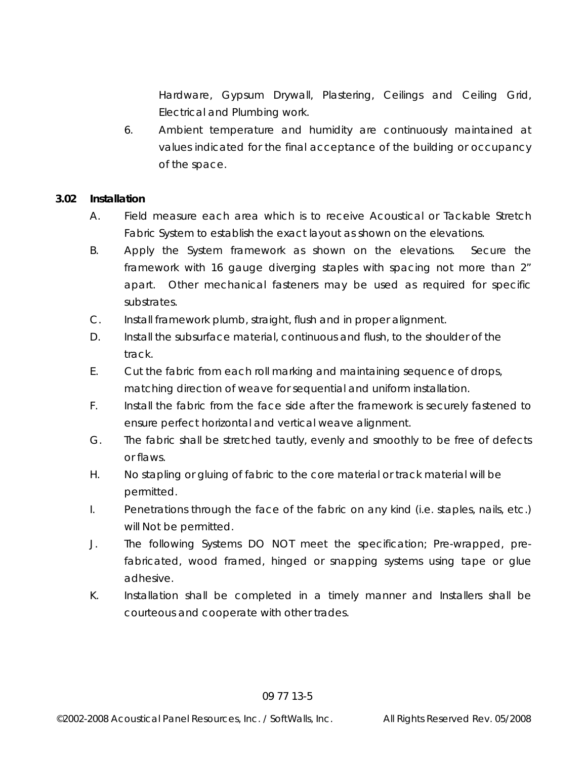Hardware, Gypsum Drywall, Plastering, Ceilings and Ceiling Grid, Electrical and Plumbing work.

6. Ambient temperature and humidity are continuously maintained at values indicated for the final acceptance of the building or occupancy of the space.

**3.02 Installation**

A. Field measure each area which is to receive Acoustical or Tackable Stretch Fabric System to establish the exact layout as shown on the elevations.

B. Apply the System framework as shown on the elevations. Secure the framework with 16 gauge diverging staples with spacing not more than 2" apart. Other mechanical fasteners may be used as required for specific substrates.

C. Install framework plumb, straight, flush and in proper alignment.

D. Install the subsurface material, continuous and flush, to the shoulder of the track.

E. Cut the fabric from each roll marking and maintaining sequence of drops, matching direction of weave for sequential and uniform installation.

F. Install the fabric from the face side after the framework is securely fastened to ensure perfect horizontal and vertical weave alignment.

G. The fabric shall be stretched tautly, evenly and smoothly to be free of defects or flaws.

H. No stapling or gluing of fabric to the core material or track material will be permitted.

I. Penetrations through the face of the fabric on any kind (i.e. staples, nails, etc.) will Not be permitted.

J. The following Systems DO NOT meet the specification; Pre-wrapped, pre-fabricated, wood framed, hinged or snapping systems using tape or glue adhesive.

K. Installation shall be completed in a timely manner and Installers shall be courteous and cooperate with other trades.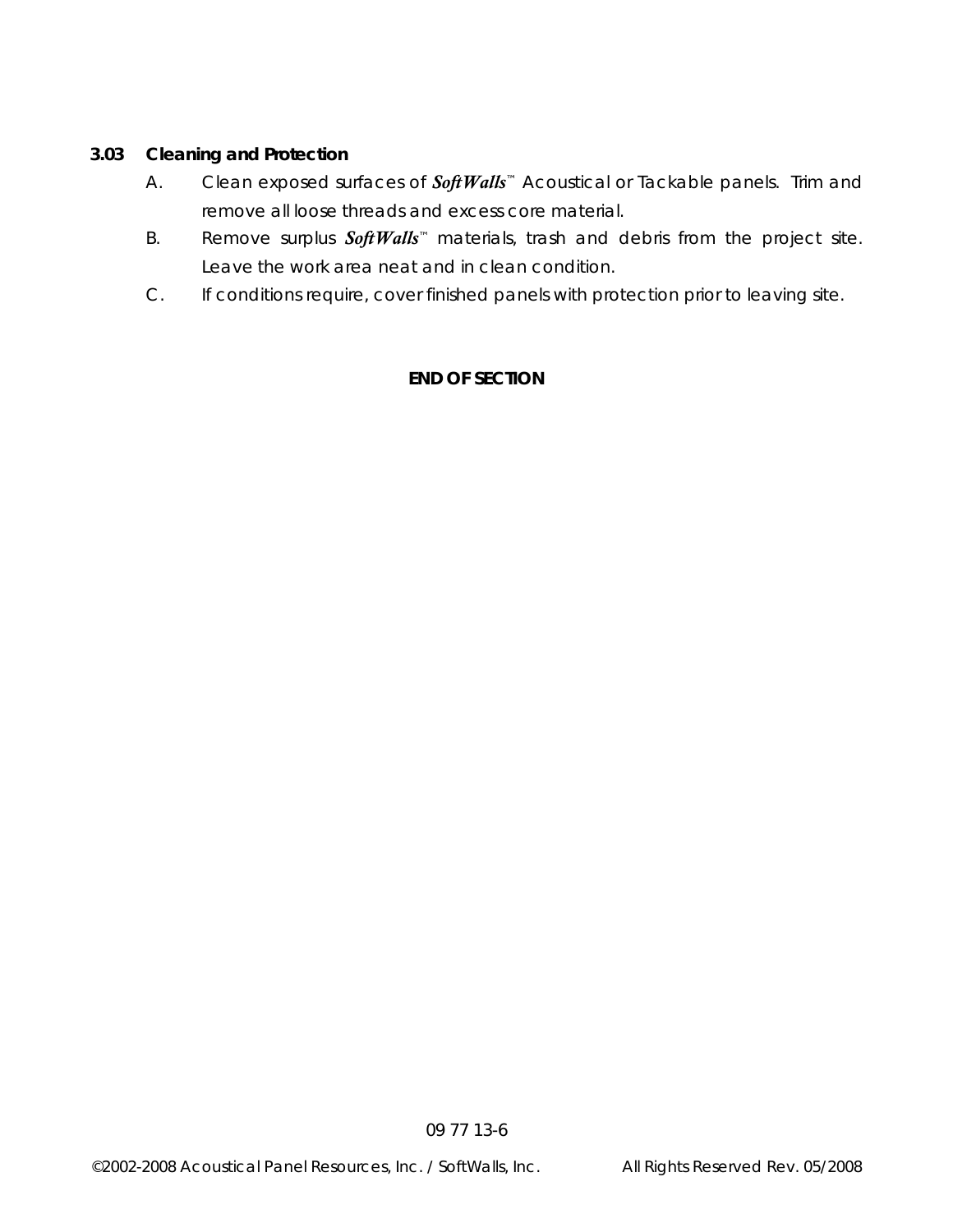### 3.03 Cleaning and Protection

A. Clean exposed surfaces of ***SoftWalls***™ Acoustical or Tackable panels. Trim and remove all loose threads and excess core material.

B. Remove surplus ***SoftWalls***™ materials, trash and debris from the project site. Leave the work area neat and in clean condition.

C. If conditions require, cover finished panels with protection prior to leaving site.

**END OF SECTION**